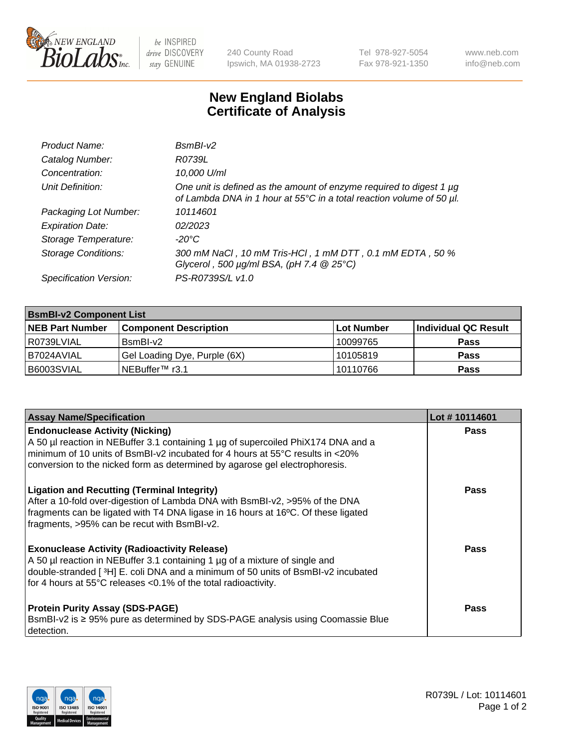# New England Biolabs Certificate of Analysis

| | |
|---|---|
| *Product Name:* | *BsmBI-v2* |
| *Catalog Number:* | *R0739L* |
| *Concentration:* | *10,000 U/ml* |
| *Unit Definition:* | *One unit is defined as the amount of enzyme required to digest 1 µg of Lambda DNA in 1 hour at 55°C in a total reaction volume of 50 µl.* |
| *Packaging Lot Number:* | *10114601* |
| *Expiration Date:* | *02/2023* |
| *Storage Temperature:* | *-20°C* |
| *Storage Conditions:* | *300 mM NaCl , 10 mM Tris-HCl , 1 mM DTT , 0.1 mM EDTA , 50 % Glycerol , 500 µg/ml BSA, (pH 7.4 @ 25°C)* |
| *Specification Version:* | *PS-R0739S/L v1.0* |

| **BsmBI-v2 Component List** | | | |
|---|---|---|---|
| **NEB Part Number** | **Component Description** | **Lot Number** | **Individual QC Result** |
| R0739LVIAL | BsmBI-v2 | 10099765 | **Pass** |
| B7024AVIAL | Gel Loading Dye, Purple (6X) | 10105819 | **Pass** |
| B6003SVIAL | NEBuffer™ r3.1 | 10110766 | **Pass** |

| **Assay Name/Specification** | **Lot # 10114601** |
|---|---|
| **Endonuclease Activity (Nicking)**<br>A 50 µl reaction in NEBuffer 3.1 containing 1 µg of supercoiled PhiX174 DNA and a minimum of 10 units of BsmBI-v2 incubated for 4 hours at 55°C results in <20% conversion to the nicked form as determined by agarose gel electrophoresis. | **Pass** |
| **Ligation and Recutting (Terminal Integrity)**<br>After a 10-fold over-digestion of Lambda DNA with BsmBI-v2, >95% of the DNA fragments can be ligated with T4 DNA ligase in 16 hours at 16ºC. Of these ligated fragments, >95% can be recut with BsmBI-v2. | **Pass** |
| **Exonuclease Activity (Radioactivity Release)**<br>A 50 µl reaction in NEBuffer 3.1 containing 1 µg of a mixture of single and double-stranded [ $^3$H] E. coli DNA and a minimum of 50 units of BsmBI-v2 incubated for 4 hours at 55°C releases <0.1% of the total radioactivity. | **Pass** |
| **Protein Purity Assay (SDS-PAGE)**<br>BsmBI-v2 is ≥ 95% pure as determined by SDS-PAGE analysis using Coomassie Blue detection. | **Pass** |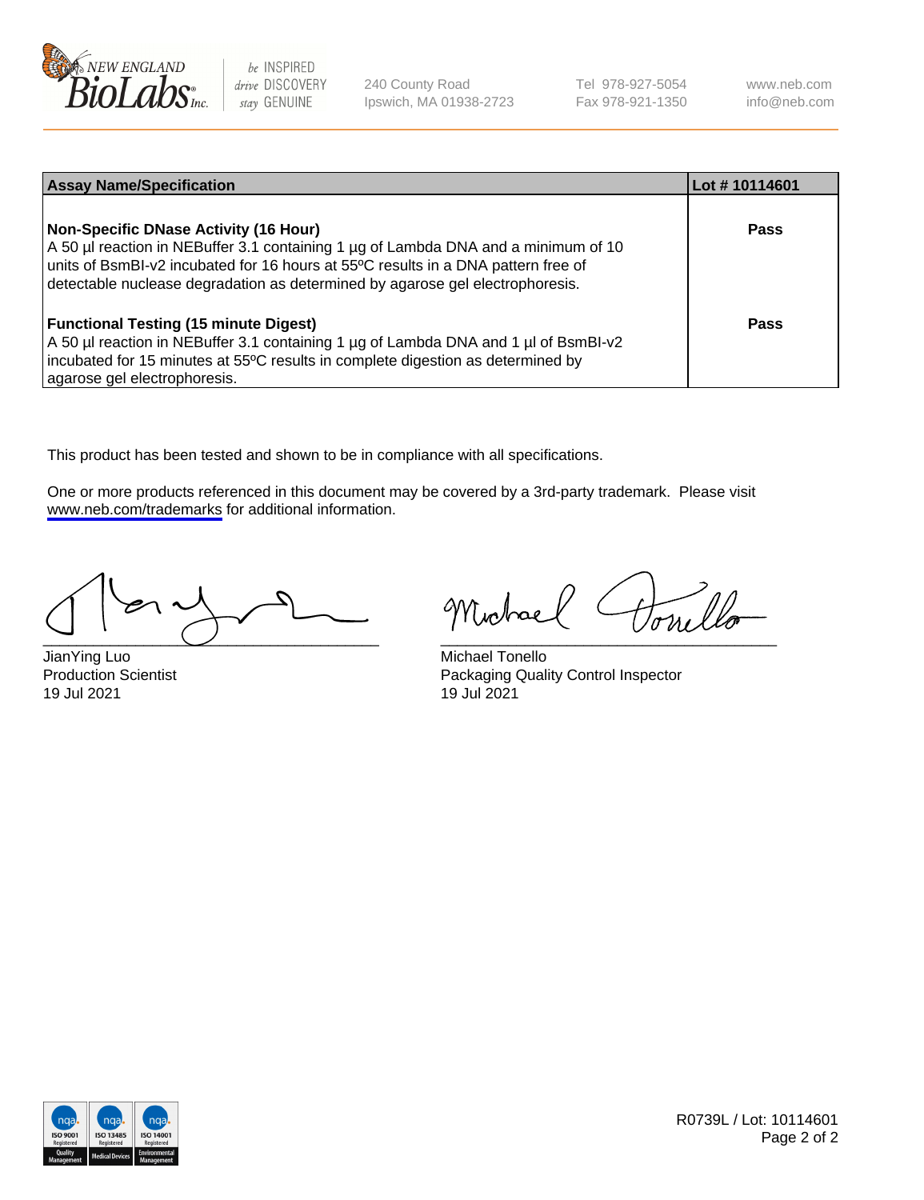| Assay Name/Specification | Lot # 10114601 |
| --- | --- |
| **Non-Specific DNase Activity (16 Hour)**<br>A 50 µl reaction in NEBuffer 3.1 containing 1 µg of Lambda DNA and a minimum of 10 units of BsmBI-v2 incubated for 16 hours at 55ºC results in a DNA pattern free of detectable nuclease degradation as determined by agarose gel electrophoresis. | **Pass** |
| **Functional Testing (15 minute Digest)**<br>A 50 µl reaction in NEBuffer 3.1 containing 1 µg of Lambda DNA and 1 µl of BsmBI-v2 incubated for 15 minutes at 55ºC results in complete digestion as determined by agarose gel electrophoresis. | **Pass** |

This product has been tested and shown to be in compliance with all specifications.

One or more products referenced in this document may be covered by a 3rd-party trademark. Please visit www.neb.com/trademarks for additional information.

JianYing Luo
Production Scientist
19 Jul 2021

Michael Tonello
Packaging Quality Control Inspector
19 Jul 2021

R0739L / Lot: 10114601